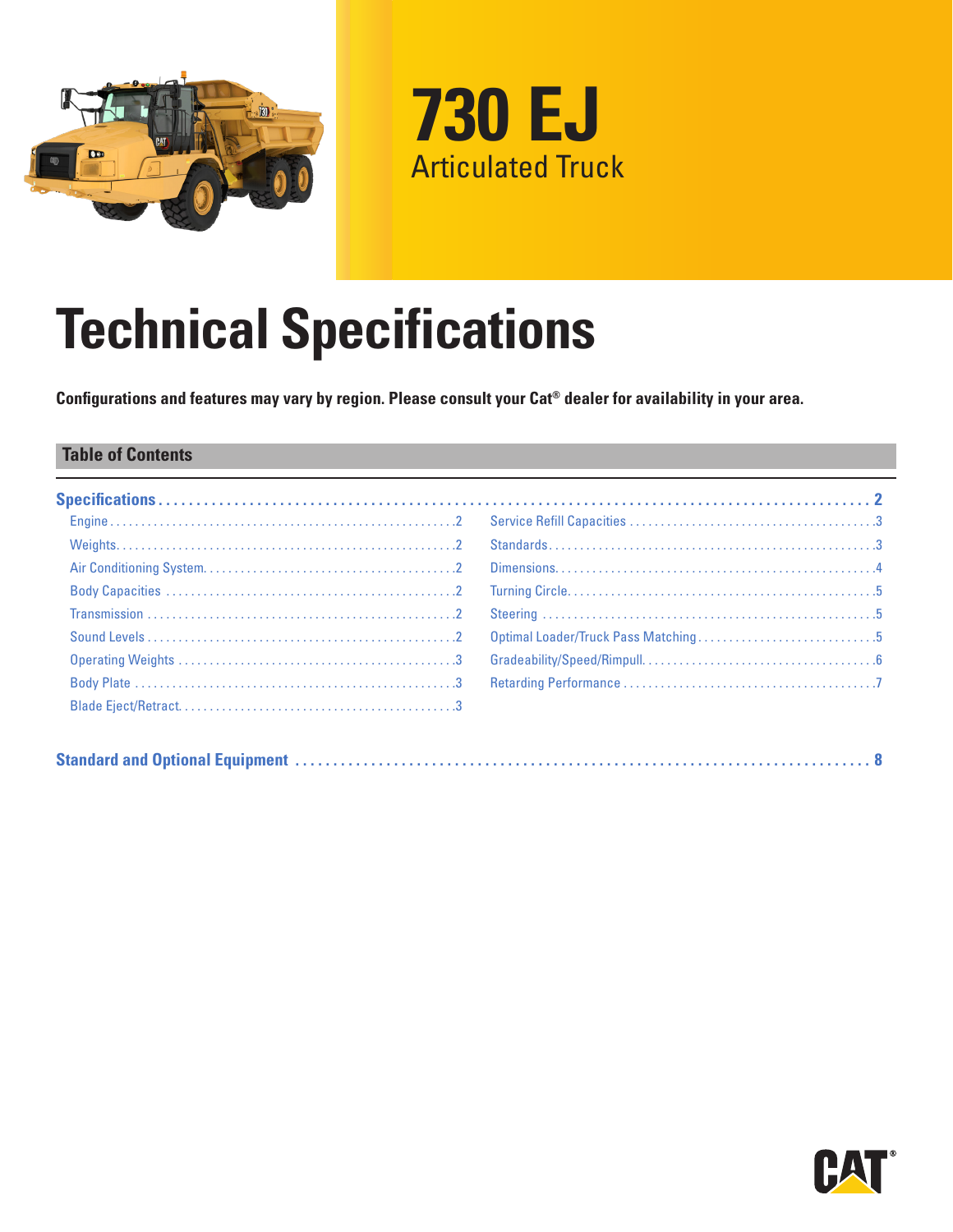# 730 EJ

Articulated Truck

# Technical Specifications

**Configurations and features may vary by region. Please consult your Cat® dealer for availability in your area.**

## Table of Contents

**Specifications** ....... 2

- Engine ....... 2
- Weights ....... 2
- Air Conditioning System ....... 2
- Body Capacities ....... 2
- Transmission ....... 2
- Sound Levels ....... 2
- Operating Weights ....... 3
- Body Plate ....... 3
- Blade Eject/Retract ....... 3
- Service Refill Capacities ....... 3
- Standards ....... 3
- Dimensions ....... 4
- Turning Circle ....... 5
- Steering ....... 5
- Optimal Loader/Truck Pass Matching ....... 5
- Gradeability/Speed/Rimpull ....... 6
- Retarding Performance ....... 7

**Standard and Optional Equipment** ....... 8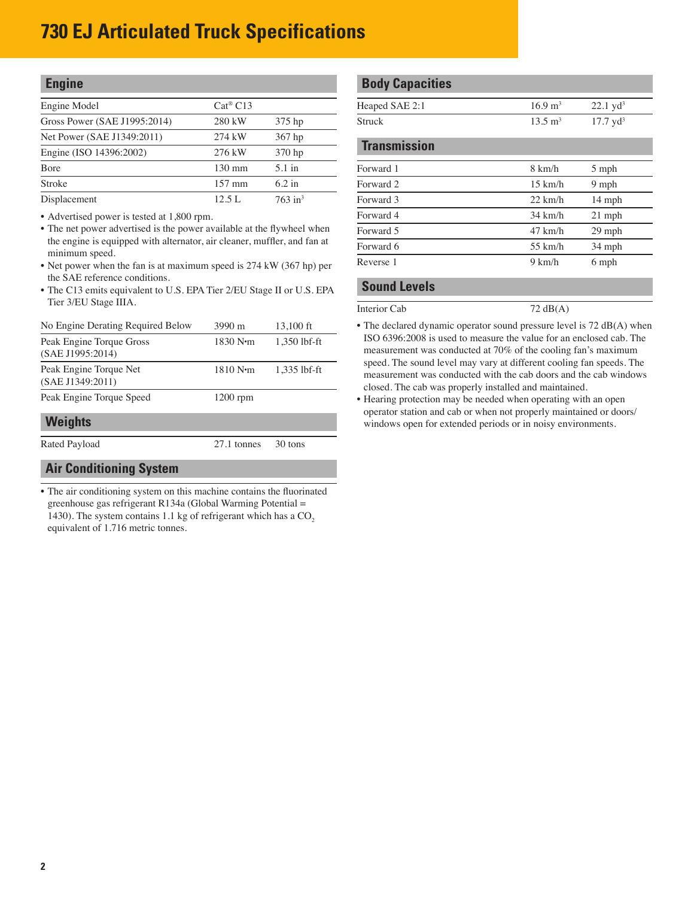# 730 EJ Articulated Truck Specifications

## Engine

| | | |
|---|---|---|
| Engine Model | Cat® C13 | |
| Gross Power (SAE J1995:2014) | 280 kW | 375 hp |
| Net Power (SAE J1349:2011) | 274 kW | 367 hp |
| Engine (ISO 14396:2002) | 276 kW | 370 hp |
| Bore | 130 mm | 5.1 in |
| Stroke | 157 mm | 6.2 in |
| Displacement | 12.5 L | 763 $in^3$ |

- Advertised power is tested at 1,800 rpm.
- The net power advertised is the power available at the flywheel when the engine is equipped with alternator, air cleaner, muffler, and fan at minimum speed.
- Net power when the fan is at maximum speed is 274 kW (367 hp) per the SAE reference conditions.
- The C13 emits equivalent to U.S. EPA Tier 2/EU Stage II or U.S. EPA Tier 3/EU Stage IIIA.

| | | |
|---|---|---|
| No Engine Derating Required Below | 3990 m | 13,100 ft |
| Peak Engine Torque Gross (SAE J1995:2014) | 1830 N•m | 1,350 lbf-ft |
| Peak Engine Torque Net (SAE J1349:2011) | 1810 N•m | 1,335 lbf-ft |
| Peak Engine Torque Speed | 1200 rpm | |

## Weights

| | | |
|---|---|---|
| Rated Payload | 27.1 tonnes | 30 tons |

## Air Conditioning System

- The air conditioning system on this machine contains the fluorinated greenhouse gas refrigerant R134a (Global Warming Potential = 1430). The system contains 1.1 kg of refrigerant which has a $CO_2$ equivalent of 1.716 metric tonnes.

## Body Capacities

| | | |
|---|---|---|
| Heaped SAE 2:1 | 16.9 $m^3$ | 22.1 $yd^3$ |
| Struck | 13.5 $m^3$ | 17.7 $yd^3$ |

## Transmission

| | | |
|---|---|---|
| Forward 1 | 8 km/h | 5 mph |
| Forward 2 | 15 km/h | 9 mph |
| Forward 3 | 22 km/h | 14 mph |
| Forward 4 | 34 km/h | 21 mph |
| Forward 5 | 47 km/h | 29 mph |
| Forward 6 | 55 km/h | 34 mph |
| Reverse 1 | 9 km/h | 6 mph |

## Sound Levels

| | |
|---|---|
| Interior Cab | 72 dB(A) |

- The declared dynamic operator sound pressure level is 72 dB(A) when ISO 6396:2008 is used to measure the value for an enclosed cab. The measurement was conducted at 70% of the cooling fan's maximum speed. The sound level may vary at different cooling fan speeds. The measurement was conducted with the cab doors and the cab windows closed. The cab was properly installed and maintained.
- Hearing protection may be needed when operating with an open operator station and cab or when not properly maintained or doors/windows open for extended periods or in noisy environments.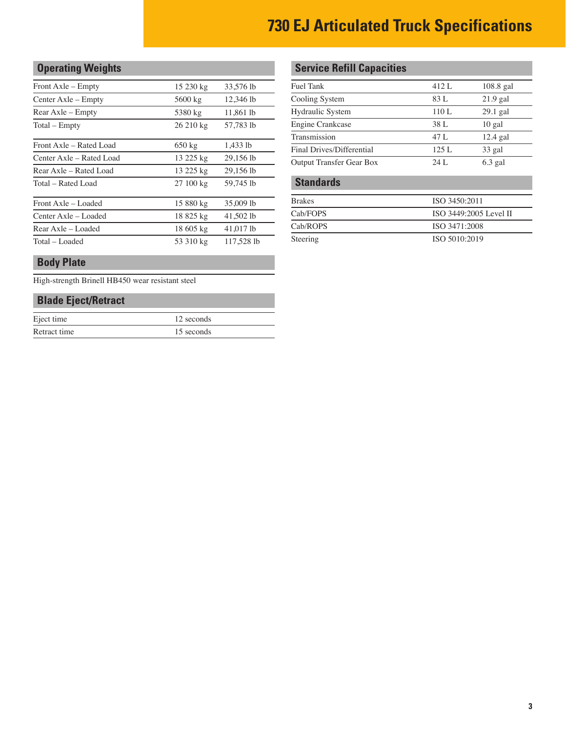# 730 EJ Articulated Truck Specifications

## Operating Weights

| | | |
|---|---|---|
| Front Axle – Empty | 15 230 kg | 33,576 lb |
| Center Axle – Empty | 5600 kg | 12,346 lb |
| Rear Axle – Empty | 5380 kg | 11,861 lb |
| Total – Empty | 26 210 kg | 57,783 lb |
| Front Axle – Rated Load | 650 kg | 1,433 lb |
| Center Axle – Rated Load | 13 225 kg | 29,156 lb |
| Rear Axle – Rated Load | 13 225 kg | 29,156 lb |
| Total – Rated Load | 27 100 kg | 59,745 lb |
| Front Axle – Loaded | 15 880 kg | 35,009 lb |
| Center Axle – Loaded | 18 825 kg | 41,502 lb |
| Rear Axle – Loaded | 18 605 kg | 41,017 lb |
| Total – Loaded | 53 310 kg | 117,528 lb |

## Body Plate

High-strength Brinell HB450 wear resistant steel

## Blade Eject/Retract

| | |
|---|---|
| Eject time | 12 seconds |
| Retract time | 15 seconds |

## Service Refill Capacities

| | | |
|---|---|---|
| Fuel Tank | 412 L | 108.8 gal |
| Cooling System | 83 L | 21.9 gal |
| Hydraulic System | 110 L | 29.1 gal |
| Engine Crankcase | 38 L | 10 gal |
| Transmission | 47 L | 12.4 gal |
| Final Drives/Differential | 125 L | 33 gal |
| Output Transfer Gear Box | 24 L | 6.3 gal |

## Standards

| | |
|---|---|
| Brakes | ISO 3450:2011 |
| Cab/FOPS | ISO 3449:2005 Level II |
| Cab/ROPS | ISO 3471:2008 |
| Steering | ISO 5010:2019 |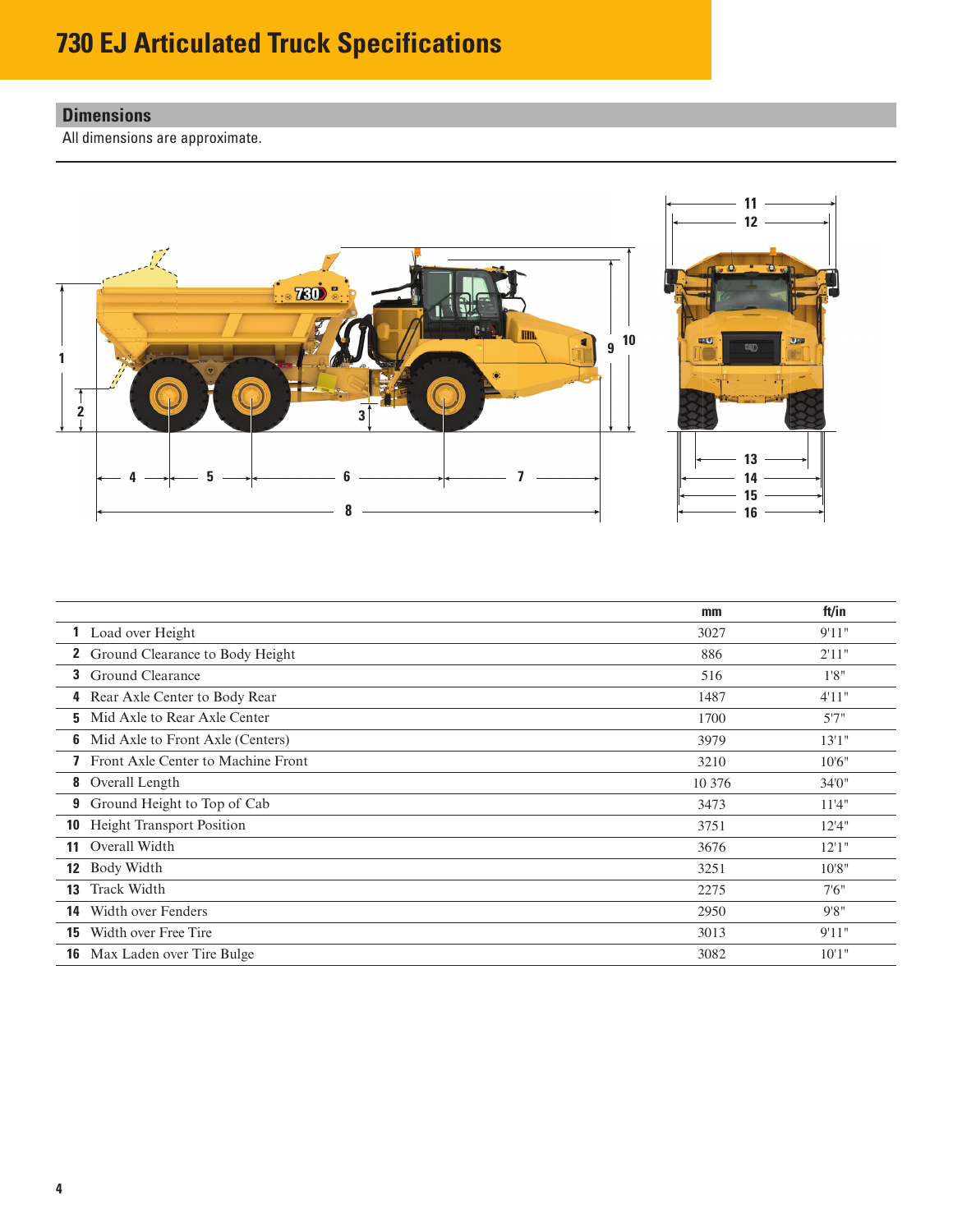# 730 EJ Articulated Truck Specifications

## Dimensions

All dimensions are approximate.

| | | mm | ft/in |
|---|---|---|---|
| **1** | Load over Height | 3027 | 9'11" |
| **2** | Ground Clearance to Body Height | 886 | 2'11" |
| **3** | Ground Clearance | 516 | 1'8" |
| **4** | Rear Axle Center to Body Rear | 1487 | 4'11" |
| **5** | Mid Axle to Rear Axle Center | 1700 | 5'7" |
| **6** | Mid Axle to Front Axle (Centers) | 3979 | 13'1" |
| **7** | Front Axle Center to Machine Front | 3210 | 10'6" |
| **8** | Overall Length | 10 376 | 34'0" |
| **9** | Ground Height to Top of Cab | 3473 | 11'4" |
| **10** | Height Transport Position | 3751 | 12'4" |
| **11** | Overall Width | 3676 | 12'1" |
| **12** | Body Width | 3251 | 10'8" |
| **13** | Track Width | 2275 | 7'6" |
| **14** | Width over Fenders | 2950 | 9'8" |
| **15** | Width over Free Tire | 3013 | 9'11" |
| **16** | Max Laden over Tire Bulge | 3082 | 10'1" |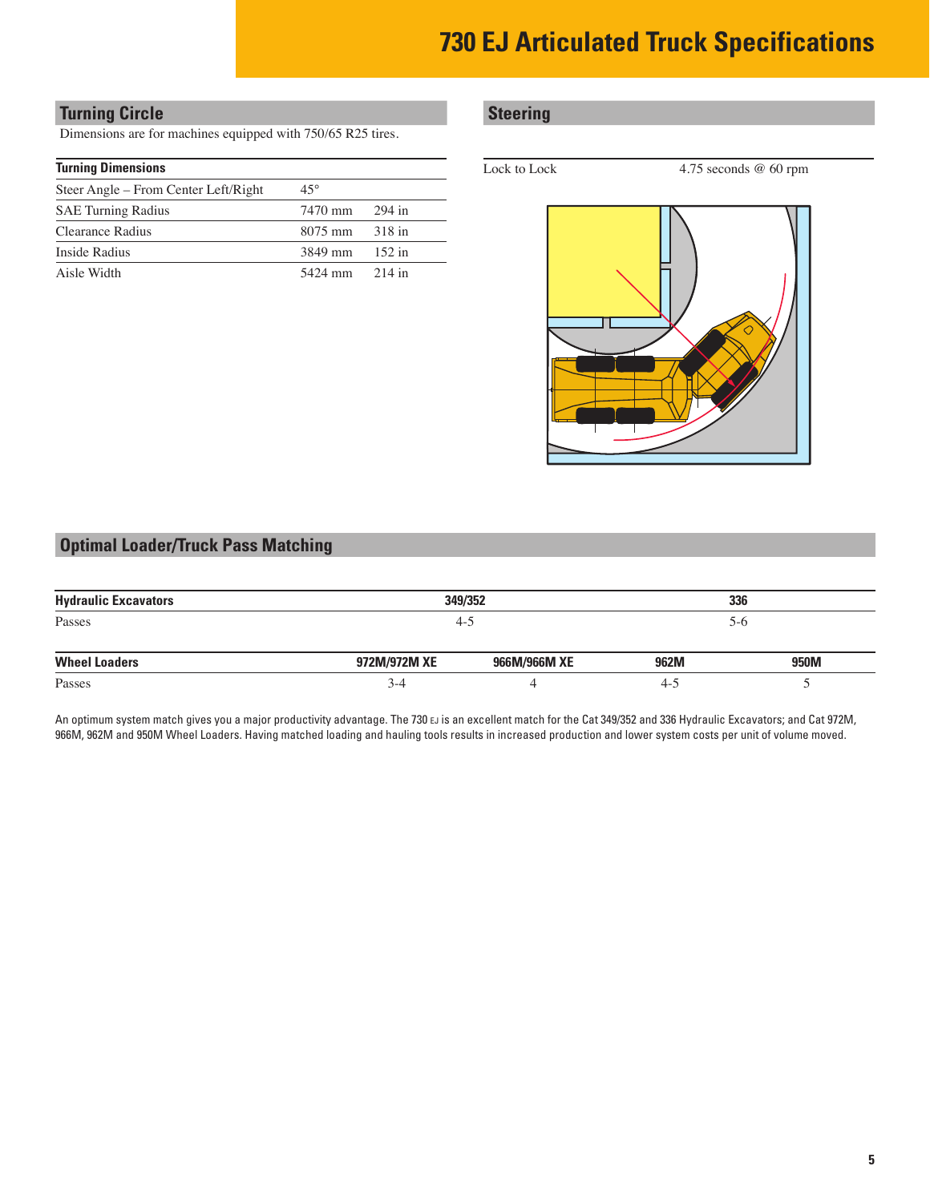# 730 EJ Articulated Truck Specifications

## Turning Circle

Dimensions are for machines equipped with 750/65 R25 tires.

| Turning Dimensions | | |
|---|---|---|
| Steer Angle – From Center Left/Right | 45° | |
| SAE Turning Radius | 7470 mm | 294 in |
| Clearance Radius | 8075 mm | 318 in |
| Inside Radius | 3849 mm | 152 in |
| Aisle Width | 5424 mm | 214 in |

## Steering

| | |
|---|---|
| Lock to Lock | 4.75 seconds @ 60 rpm |

## Optimal Loader/Truck Pass Matching

| Hydraulic Excavators | 349/352 | 336 |
|---|---|---|
| Passes | 4-5 | 5-6 |

| Wheel Loaders | 972M/972M XE | 966M/966M XE | 962M | 950M |
|---|---|---|---|---|
| Passes | 3-4 | 4 | 4-5 | 5 |

An optimum system match gives you a major productivity advantage. The 730 EJ is an excellent match for the Cat 349/352 and 336 Hydraulic Excavators; and Cat 972M, 966M, 962M and 950M Wheel Loaders. Having matched loading and hauling tools results in increased production and lower system costs per unit of volume moved.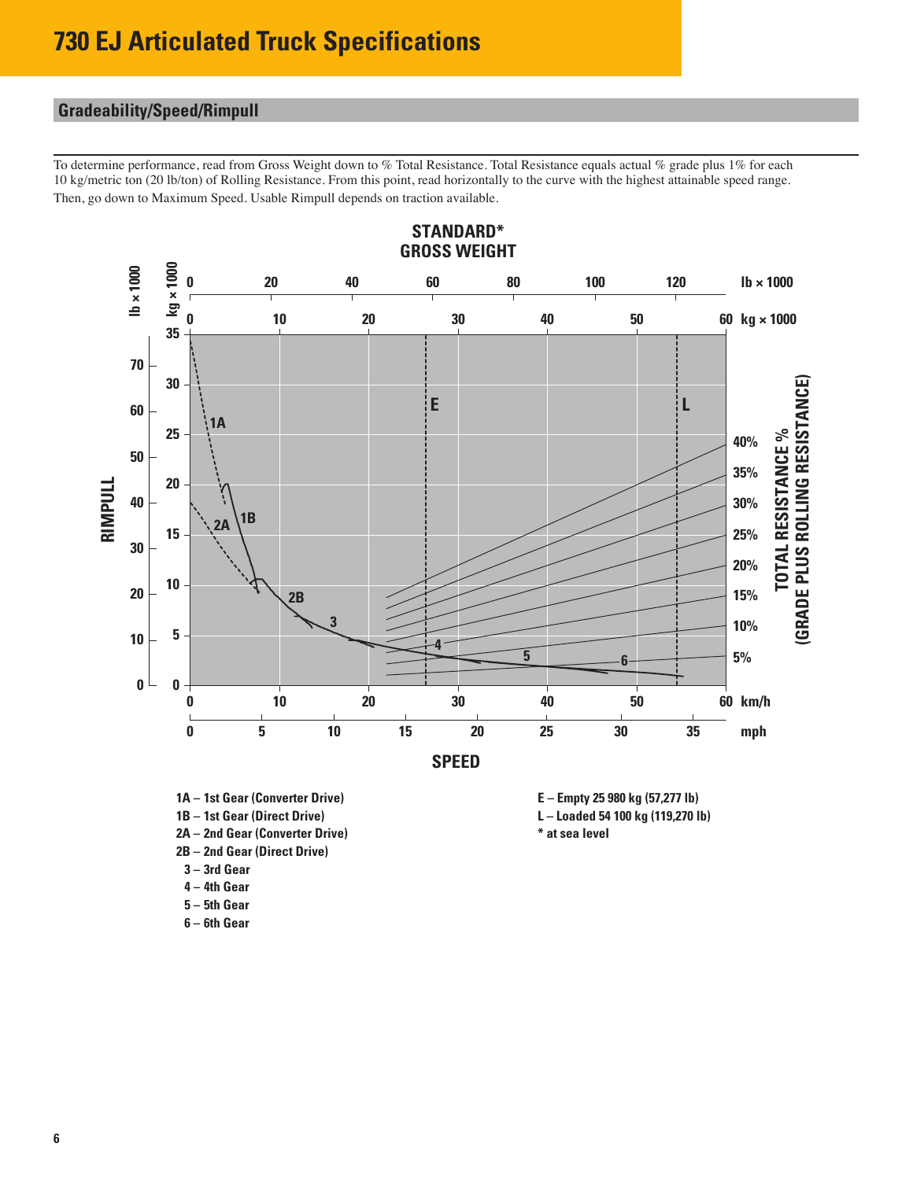# 730 EJ Articulated Truck Specifications

## Gradeability/Speed/Rimpull

To determine performance, read from Gross Weight down to % Total Resistance. Total Resistance equals actual % grade plus 1% for each 10 kg/metric ton (20 lb/ton) of Rolling Resistance. From this point, read horizontally to the curve with the highest attainable speed range. Then, go down to Maximum Speed. Usable Rimpull depends on traction available.

**STANDARD* GROSS WEIGHT**

1A – 1st Gear (Converter Drive)
1B – 1st Gear (Direct Drive)
2A – 2nd Gear (Converter Drive)
2B – 2nd Gear (Direct Drive)
3 – 3rd Gear
4 – 4th Gear
5 – 5th Gear
6 – 6th Gear

E – Empty 25 980 kg (57,277 lb)
L – Loaded 54 100 kg (119,270 lb)
* at sea level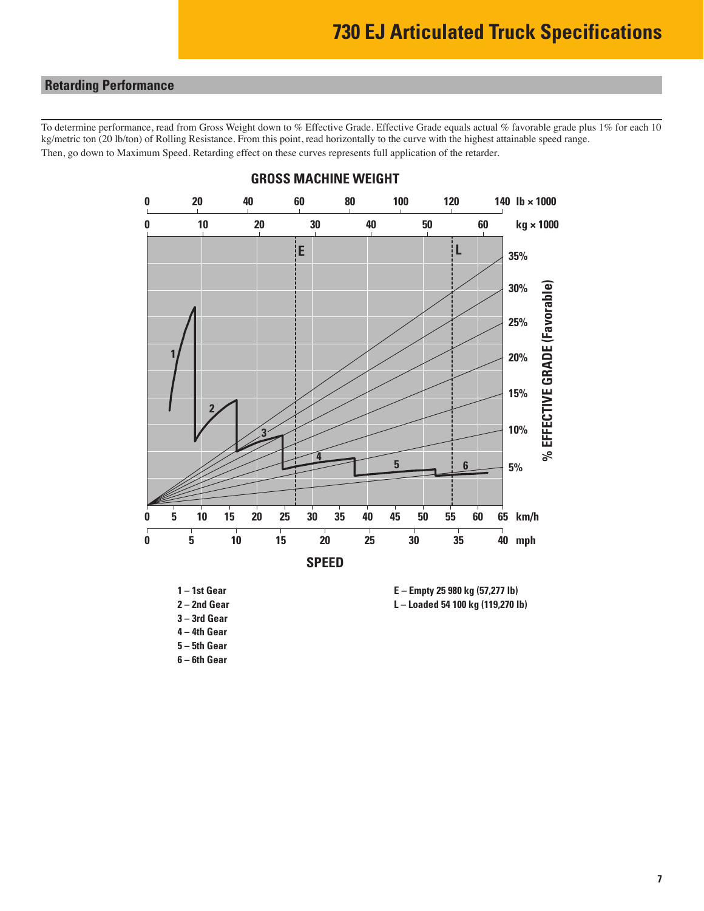## Retarding Performance

To determine performance, read from Gross Weight down to % Effective Grade. Effective Grade equals actual % favorable grade plus 1% for each 10 kg/metric ton (20 lb/ton) of Rolling Resistance. From this point, read horizontally to the curve with the highest attainable speed range.
Then, go down to Maximum Speed. Retarding effect on these curves represents full application of the retarder.

**GROSS MACHINE WEIGHT**

**SPEED**

**% EFFECTIVE GRADE (Favorable)**

1 – 1st Gear
2 – 2nd Gear
3 – 3rd Gear
4 – 4th Gear
5 – 5th Gear
6 – 6th Gear

E – Empty 25 980 kg (57,277 lb)
L – Loaded 54 100 kg (119,270 lb)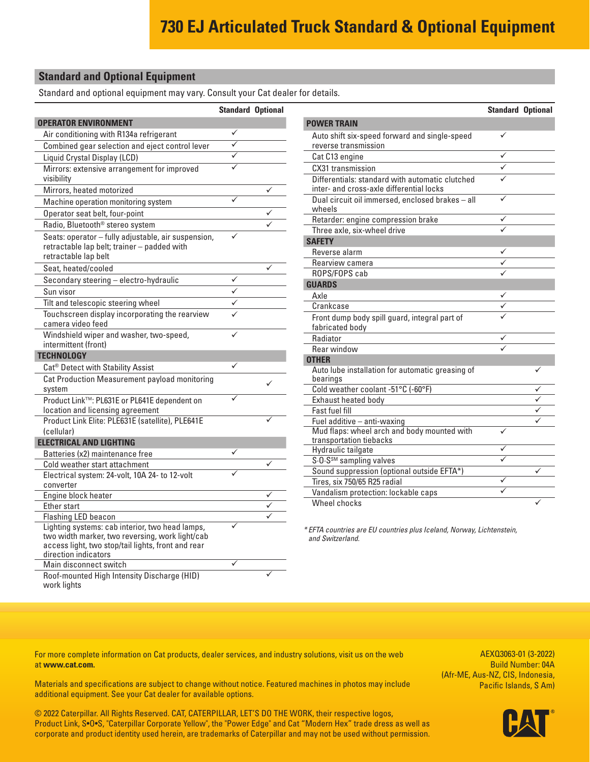# 730 EJ Articulated Truck Standard & Optional Equipment

## Standard and Optional Equipment

Standard and optional equipment may vary. Consult your Cat dealer for details.

| | Standard | Optional |
|---|---|---|
| **OPERATOR ENVIRONMENT** | | |
| Air conditioning with R134a refrigerant | ✓ | |
| Combined gear selection and eject control lever | ✓ | |
| Liquid Crystal Display (LCD) | ✓ | |
| Mirrors: extensive arrangement for improved visibility | ✓ | |
| Mirrors, heated motorized | | ✓ |
| Machine operation monitoring system | ✓ | |
| Operator seat belt, four-point | | ✓ |
| Radio, Bluetooth® stereo system | | ✓ |
| Seats: operator – fully adjustable, air suspension, retractable lap belt; trainer – padded with retractable lap belt | ✓ | |
| Seat, heated/cooled | | ✓ |
| Secondary steering – electro-hydraulic | ✓ | |
| Sun visor | ✓ | |
| Tilt and telescopic steering wheel | ✓ | |
| Touchscreen display incorporating the rearview camera video feed | ✓ | |
| Windshield wiper and washer, two-speed, intermittent (front) | ✓ | |
| **TECHNOLOGY** | | |
| Cat® Detect with Stability Assist | ✓ | |
| Cat Production Measurement payload monitoring system | | ✓ |
| Product Link™: PL631E or PL641E dependent on location and licensing agreement | ✓ | |
| Product Link Elite: PLE631E (satellite), PLE641E (cellular) | | ✓ |
| **ELECTRICAL AND LIGHTING** | | |
| Batteries (x2) maintenance free | ✓ | |
| Cold weather start attachment | | ✓ |
| Electrical system: 24-volt, 10A 24- to 12-volt converter | ✓ | |
| Engine block heater | | ✓ |
| Ether start | | ✓ |
| Flashing LED beacon | | ✓ |
| Lighting systems: cab interior, two head lamps, two width marker, two reversing, work light/cab access light, two stop/tail lights, front and rear direction indicators | ✓ | |
| Main disconnect switch | ✓ | |
| Roof-mounted High Intensity Discharge (HID) work lights | | ✓ |

| | Standard | Optional |
|---|---|---|
| **POWER TRAIN** | | |
| Auto shift six-speed forward and single-speed reverse transmission | ✓ | |
| Cat C13 engine | ✓ | |
| CX31 transmission | ✓ | |
| Differentials: standard with automatic clutched inter- and cross-axle differential locks | ✓ | |
| Dual circuit oil immersed, enclosed brakes – all wheels | ✓ | |
| Retarder: engine compression brake | ✓ | |
| Three axle, six-wheel drive | ✓ | |
| **SAFETY** | | |
| Reverse alarm | ✓ | |
| Rearview camera | ✓ | |
| ROPS/FOPS cab | ✓ | |
| **GUARDS** | | |
| Axle | ✓ | |
| Crankcase | ✓ | |
| Front dump body spill guard, integral part of fabricated body | ✓ | |
| Radiator | ✓ | |
| Rear window | ✓ | |
| **OTHER** | | |
| Auto lube installation for automatic greasing of bearings | | ✓ |
| Cold weather coolant -51°C (-60°F) | | ✓ |
| Exhaust heated body | | ✓ |
| Fast fuel fill | | ✓ |
| Fuel additive – anti-waxing | | ✓ |
| Mud flaps: wheel arch and body mounted with transportation tiebacks | ✓ | |
| Hydraulic tailgate | ✓ | |
| S·O·S℠ sampling valves | ✓ | |
| Sound suppression (optional outside EFTA*) | | ✓ |
| Tires, six 750/65 R25 radial | ✓ | |
| Vandalism protection: lockable caps | ✓ | |
| Wheel chocks | | ✓ |

*\* EFTA countries are EU countries plus Iceland, Norway, Lichtenstein, and Switzerland.*

For more complete information on Cat products, dealer services, and industry solutions, visit us on the web at **www.cat.com.**

Materials and specifications are subject to change without notice. Featured machines in photos may include additional equipment. See your Cat dealer for available options.

© 2022 Caterpillar. All Rights Reserved. CAT, CATERPILLAR, LET'S DO THE WORK, their respective logos, Product Link, S•O•S, "Caterpillar Corporate Yellow", the "Power Edge" and Cat "Modern Hex" trade dress as well as corporate and product identity used herein, are trademarks of Caterpillar and may not be used without permission.

AEXQ3063-01 (3-2022)
Build Number: 04A
(Afr-ME, Aus-NZ, CIS, Indonesia, Pacific Islands, S Am)

CAT®